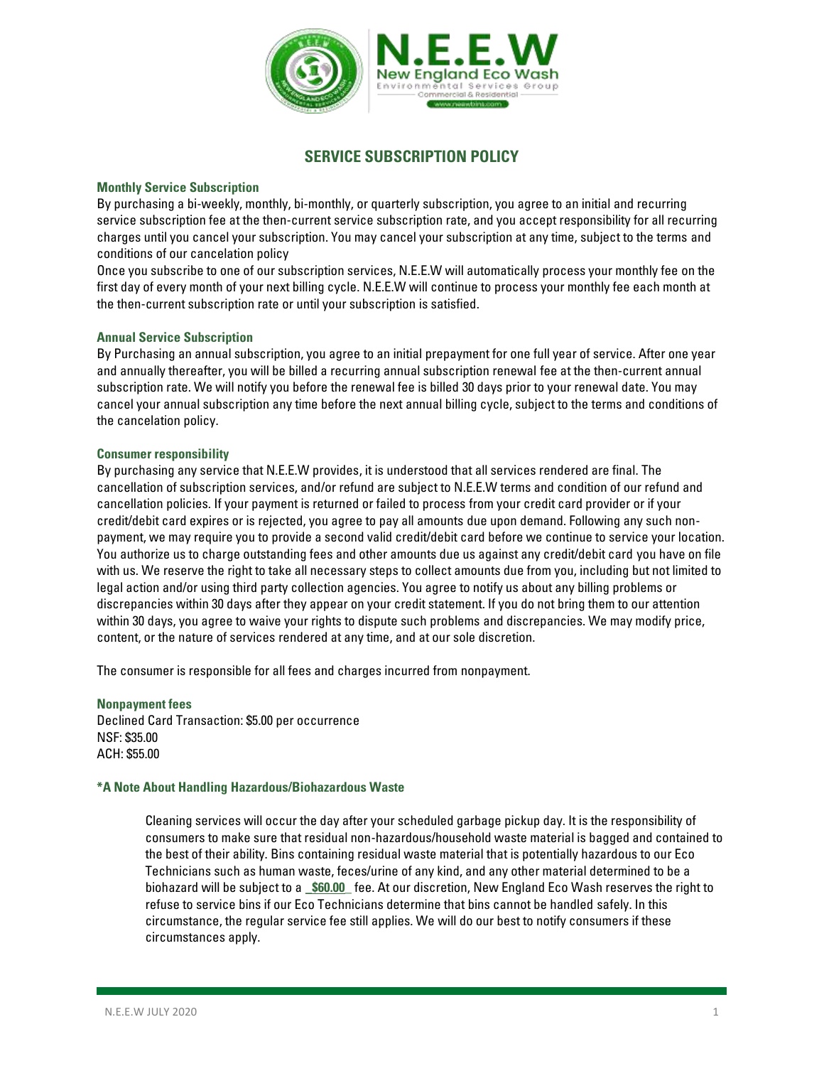N.E.E.W
New England Eco Wash
Environmental Services Group
Commercial & Residential
www.neewbins.com

# SERVICE SUBSCRIPTION POLICY

### Monthly Service Subscription

By purchasing a bi-weekly, monthly, bi-monthly, or quarterly subscription, you agree to an initial and recurring service subscription fee at the then-current service subscription rate, and you accept responsibility for all recurring charges until you cancel your subscription. You may cancel your subscription at any time, subject to the terms and conditions of our cancelation policy

Once you subscribe to one of our subscription services, N.E.E.W will automatically process your monthly fee on the first day of every month of your next billing cycle. N.E.E.W will continue to process your monthly fee each month at the then-current subscription rate or until your subscription is satisfied.

### Annual Service Subscription

By Purchasing an annual subscription, you agree to an initial prepayment for one full year of service. After one year and annually thereafter, you will be billed a recurring annual subscription renewal fee at the then-current annual subscription rate. We will notify you before the renewal fee is billed 30 days prior to your renewal date. You may cancel your annual subscription any time before the next annual billing cycle, subject to the terms and conditions of the cancelation policy.

### Consumer responsibility

By purchasing any service that N.E.E.W provides, it is understood that all services rendered are final. The cancellation of subscription services, and/or refund are subject to N.E.E.W terms and condition of our refund and cancellation policies. If your payment is returned or failed to process from your credit card provider or if your credit/debit card expires or is rejected, you agree to pay all amounts due upon demand. Following any such non-payment, we may require you to provide a second valid credit/debit card before we continue to service your location. You authorize us to charge outstanding fees and other amounts due us against any credit/debit card you have on file with us. We reserve the right to take all necessary steps to collect amounts due from you, including but not limited to legal action and/or using third party collection agencies. You agree to notify us about any billing problems or discrepancies within 30 days after they appear on your credit statement. If you do not bring them to our attention within 30 days, you agree to waive your rights to dispute such problems and discrepancies. We may modify price, content, or the nature of services rendered at any time, and at our sole discretion.

The consumer is responsible for all fees and charges incurred from nonpayment.

### Nonpayment fees

Declined Card Transaction: $5.00 per occurrence
NSF: $35.00
ACH: $55.00

### *A Note About Handling Hazardous/Biohazardous Waste

Cleaning services will occur the day after your scheduled garbage pickup day. It is the responsibility of consumers to make sure that residual non-hazardous/household waste material is bagged and contained to the best of their ability. Bins containing residual waste material that is potentially hazardous to our Eco Technicians such as human waste, feces/urine of any kind, and any other material determined to be a biohazard will be subject to a **$60.00** fee. At our discretion, New England Eco Wash reserves the right to refuse to service bins if our Eco Technicians determine that bins cannot be handled safely. In this circumstance, the regular service fee still applies. We will do our best to notify consumers if these circumstances apply.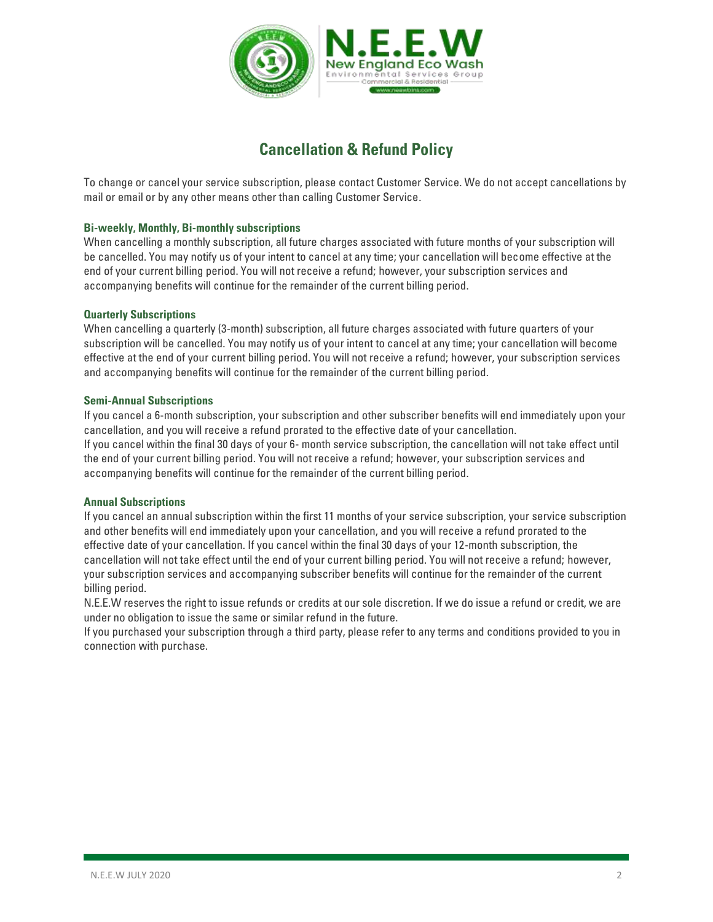# Cancellation & Refund Policy

To change or cancel your service subscription, please contact Customer Service. We do not accept cancellations by mail or email or by any other means other than calling Customer Service.

### Bi-weekly, Monthly, Bi-monthly subscriptions

When cancelling a monthly subscription, all future charges associated with future months of your subscription will be cancelled. You may notify us of your intent to cancel at any time; your cancellation will become effective at the end of your current billing period. You will not receive a refund; however, your subscription services and accompanying benefits will continue for the remainder of the current billing period.

### Quarterly Subscriptions

When cancelling a quarterly (3-month) subscription, all future charges associated with future quarters of your subscription will be cancelled. You may notify us of your intent to cancel at any time; your cancellation will become effective at the end of your current billing period. You will not receive a refund; however, your subscription services and accompanying benefits will continue for the remainder of the current billing period.

### Semi-Annual Subscriptions

If you cancel a 6-month subscription, your subscription and other subscriber benefits will end immediately upon your cancellation, and you will receive a refund prorated to the effective date of your cancellation.
If you cancel within the final 30 days of your 6- month service subscription, the cancellation will not take effect until the end of your current billing period. You will not receive a refund; however, your subscription services and accompanying benefits will continue for the remainder of the current billing period.

### Annual Subscriptions

If you cancel an annual subscription within the first 11 months of your service subscription, your service subscription and other benefits will end immediately upon your cancellation, and you will receive a refund prorated to the effective date of your cancellation. If you cancel within the final 30 days of your 12-month subscription, the cancellation will not take effect until the end of your current billing period. You will not receive a refund; however, your subscription services and accompanying subscriber benefits will continue for the remainder of the current billing period.
N.E.E.W reserves the right to issue refunds or credits at our sole discretion. If we do issue a refund or credit, we are under no obligation to issue the same or similar refund in the future.
If you purchased your subscription through a third party, please refer to any terms and conditions provided to you in connection with purchase.